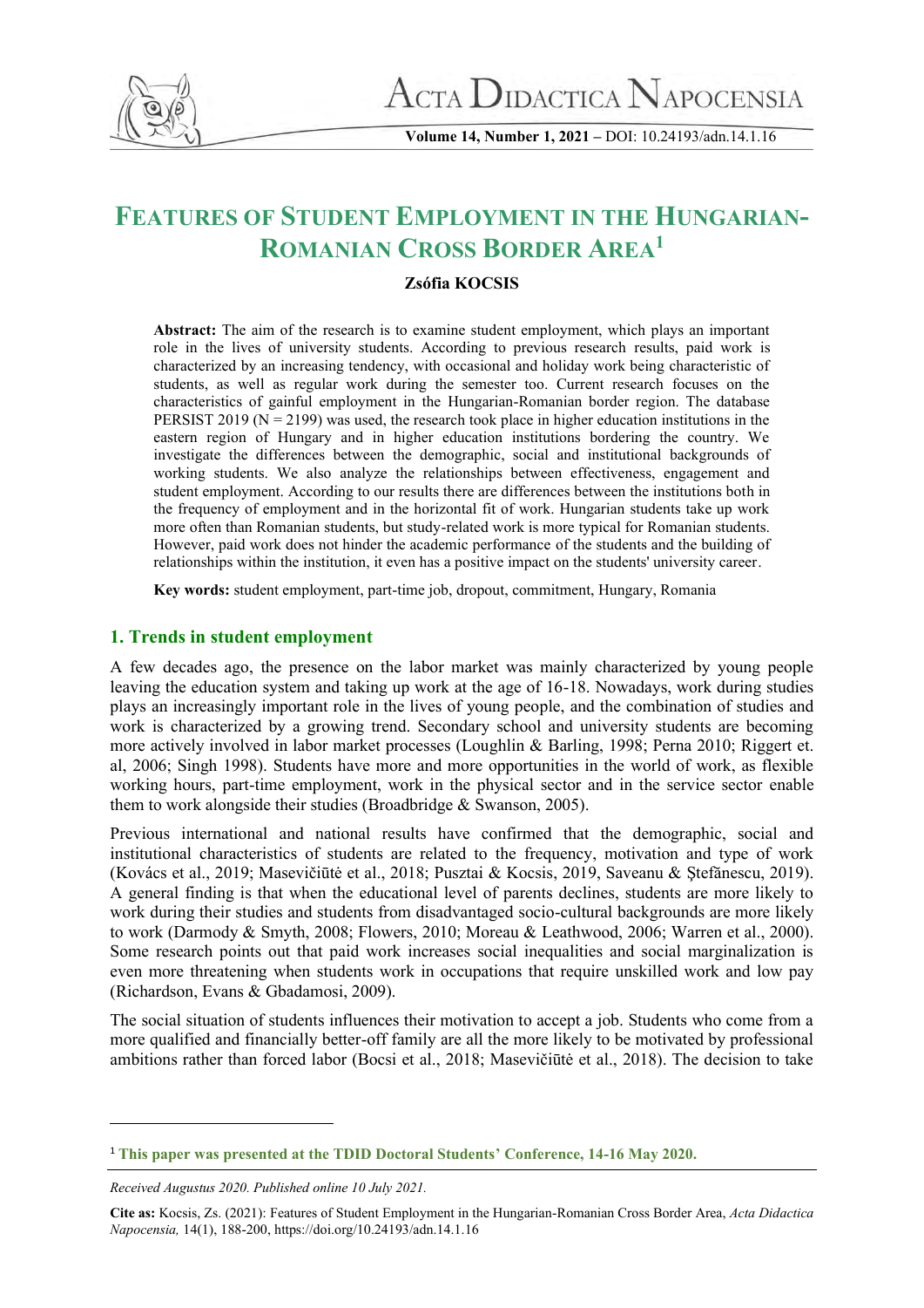# Features of Student Employment in the Hungarian-Romanian Cross Border Area[1]

**Zsófia KOCSIS**

**Abstract:** The aim of the research is to examine student employment, which plays an important role in the lives of university students. According to previous research results, paid work is characterized by an increasing tendency, with occasional and holiday work being characteristic of students, as well as regular work during the semester too. Current research focuses on the characteristics of gainful employment in the Hungarian-Romanian border region. The database PERSIST 2019 (N = 2199) was used, the research took place in higher education institutions in the eastern region of Hungary and in higher education institutions bordering the country. We investigate the differences between the demographic, social and institutional backgrounds of working students. We also analyze the relationships between effectiveness, engagement and student employment. According to our results there are differences between the institutions both in the frequency of employment and in the horizontal fit of work. Hungarian students take up work more often than Romanian students, but study-related work is more typical for Romanian students. However, paid work does not hinder the academic performance of the students and the building of relationships within the institution, it even has a positive impact on the students' university career.

**Key words:** student employment, part-time job, dropout, commitment, Hungary, Romania

## 1. Trends in student employment

A few decades ago, the presence on the labor market was mainly characterized by young people leaving the education system and taking up work at the age of 16-18. Nowadays, work during studies plays an increasingly important role in the lives of young people, and the combination of studies and work is characterized by a growing trend. Secondary school and university students are becoming more actively involved in labor market processes (Loughlin & Barling, 1998; Perna 2010; Riggert et. al, 2006; Singh 1998). Students have more and more opportunities in the world of work, as flexible working hours, part-time employment, work in the physical sector and in the service sector enable them to work alongside their studies (Broadbridge & Swanson, 2005).

Previous international and national results have confirmed that the demographic, social and institutional characteristics of students are related to the frequency, motivation and type of work (Kovács et al., 2019; Masevičiūtė et al., 2018; Pusztai & Kocsis, 2019, Saveanu & Ştefănescu, 2019). A general finding is that when the educational level of parents declines, students are more likely to work during their studies and students from disadvantaged socio-cultural backgrounds are more likely to work (Darmody & Smyth, 2008; Flowers, 2010; Moreau & Leathwood, 2006; Warren et al., 2000). Some research points out that paid work increases social inequalities and social marginalization is even more threatening when students work in occupations that require unskilled work and low pay (Richardson, Evans & Gbadamosi, 2009).

The social situation of students influences their motivation to accept a job. Students who come from a more qualified and financially better-off family are all the more likely to be motivated by professional ambitions rather than forced labor (Bocsi et al., 2018; Masevičiūtė et al., 2018). The decision to take

[1] **This paper was presented at the TDID Doctoral Students' Conference, 14-16 May 2020.**

*Received Augustus 2020. Published online 10 July 2021.*

**Cite as:** Kocsis, Zs. (2021): Features of Student Employment in the Hungarian-Romanian Cross Border Area, *Acta Didactica Napocensia,* 14(1), 188-200, https://doi.org/10.24193/adn.14.1.16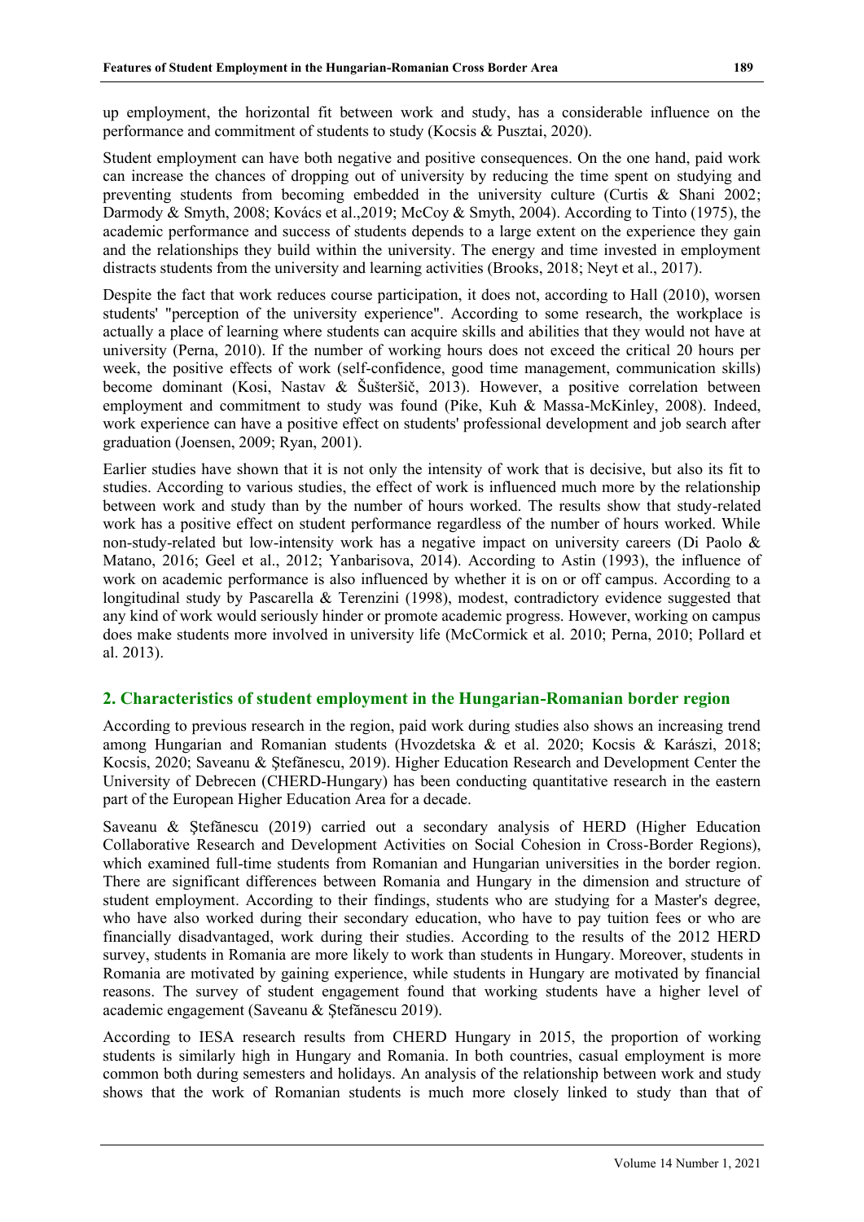up employment, the horizontal fit between work and study, has a considerable influence on the performance and commitment of students to study (Kocsis & Pusztai, 2020).

Student employment can have both negative and positive consequences. On the one hand, paid work can increase the chances of dropping out of university by reducing the time spent on studying and preventing students from becoming embedded in the university culture (Curtis & Shani 2002; Darmody & Smyth, 2008; Kovács et al.,2019; McCoy & Smyth, 2004). According to Tinto (1975), the academic performance and success of students depends to a large extent on the experience they gain and the relationships they build within the university. The energy and time invested in employment distracts students from the university and learning activities (Brooks, 2018; Neyt et al., 2017).

Despite the fact that work reduces course participation, it does not, according to Hall (2010), worsen students' "perception of the university experience". According to some research, the workplace is actually a place of learning where students can acquire skills and abilities that they would not have at university (Perna, 2010). If the number of working hours does not exceed the critical 20 hours per week, the positive effects of work (self-confidence, good time management, communication skills) become dominant (Kosi, Nastav & Šušteršič, 2013). However, a positive correlation between employment and commitment to study was found (Pike, Kuh & Massa-McKinley, 2008). Indeed, work experience can have a positive effect on students' professional development and job search after graduation (Joensen, 2009; Ryan, 2001).

Earlier studies have shown that it is not only the intensity of work that is decisive, but also its fit to studies. According to various studies, the effect of work is influenced much more by the relationship between work and study than by the number of hours worked. The results show that study-related work has a positive effect on student performance regardless of the number of hours worked. While non-study-related but low-intensity work has a negative impact on university careers (Di Paolo & Matano, 2016; Geel et al., 2012; Yanbarisova, 2014). According to Astin (1993), the influence of work on academic performance is also influenced by whether it is on or off campus. According to a longitudinal study by Pascarella & Terenzini (1998), modest, contradictory evidence suggested that any kind of work would seriously hinder or promote academic progress. However, working on campus does make students more involved in university life (McCormick et al. 2010; Perna, 2010; Pollard et al. 2013).

## 2. Characteristics of student employment in the Hungarian-Romanian border region

According to previous research in the region, paid work during studies also shows an increasing trend among Hungarian and Romanian students (Hvozdetska & et al. 2020; Kocsis & Karászi, 2018; Kocsis, 2020; Saveanu & Ştefãnescu, 2019). Higher Education Research and Development Center the University of Debrecen (CHERD-Hungary) has been conducting quantitative research in the eastern part of the European Higher Education Area for a decade.

Saveanu & Ştefãnescu (2019) carried out a secondary analysis of HERD (Higher Education Collaborative Research and Development Activities on Social Cohesion in Cross-Border Regions), which examined full-time students from Romanian and Hungarian universities in the border region. There are significant differences between Romania and Hungary in the dimension and structure of student employment. According to their findings, students who are studying for a Master's degree, who have also worked during their secondary education, who have to pay tuition fees or who are financially disadvantaged, work during their studies. According to the results of the 2012 HERD survey, students in Romania are more likely to work than students in Hungary. Moreover, students in Romania are motivated by gaining experience, while students in Hungary are motivated by financial reasons. The survey of student engagement found that working students have a higher level of academic engagement (Saveanu & Ştefãnescu 2019).

According to IESA research results from CHERD Hungary in 2015, the proportion of working students is similarly high in Hungary and Romania. In both countries, casual employment is more common both during semesters and holidays. An analysis of the relationship between work and study shows that the work of Romanian students is much more closely linked to study than that of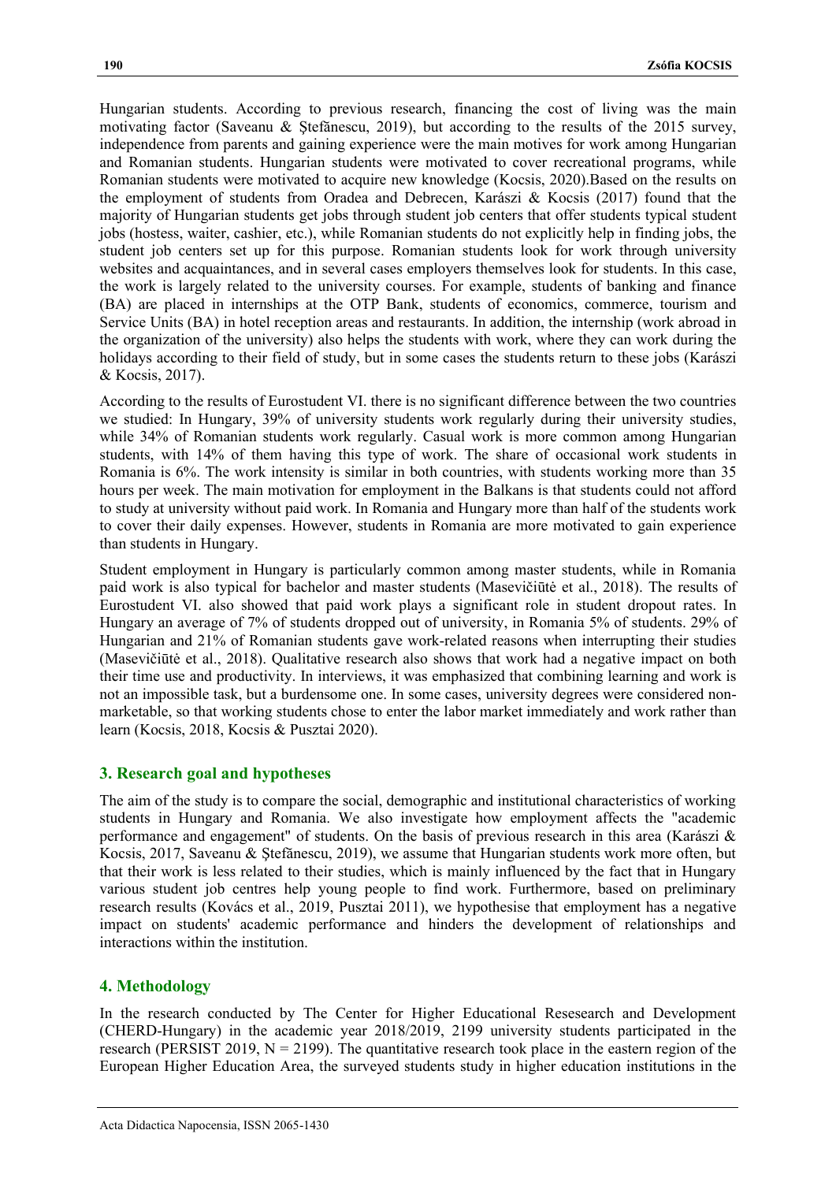Hungarian students. According to previous research, financing the cost of living was the main motivating factor (Saveanu & Ştefănescu, 2019), but according to the results of the 2015 survey, independence from parents and gaining experience were the main motives for work among Hungarian and Romanian students. Hungarian students were motivated to cover recreational programs, while Romanian students were motivated to acquire new knowledge (Kocsis, 2020).Based on the results on the employment of students from Oradea and Debrecen, Karászi & Kocsis (2017) found that the majority of Hungarian students get jobs through student job centers that offer students typical student jobs (hostess, waiter, cashier, etc.), while Romanian students do not explicitly help in finding jobs, the student job centers set up for this purpose. Romanian students look for work through university websites and acquaintances, and in several cases employers themselves look for students. In this case, the work is largely related to the university courses. For example, students of banking and finance (BA) are placed in internships at the OTP Bank, students of economics, commerce, tourism and Service Units (BA) in hotel reception areas and restaurants. In addition, the internship (work abroad in the organization of the university) also helps the students with work, where they can work during the holidays according to their field of study, but in some cases the students return to these jobs (Karászi & Kocsis, 2017).

According to the results of Eurostudent VI. there is no significant difference between the two countries we studied: In Hungary, 39% of university students work regularly during their university studies, while 34% of Romanian students work regularly. Casual work is more common among Hungarian students, with 14% of them having this type of work. The share of occasional work students in Romania is 6%. The work intensity is similar in both countries, with students working more than 35 hours per week. The main motivation for employment in the Balkans is that students could not afford to study at university without paid work. In Romania and Hungary more than half of the students work to cover their daily expenses. However, students in Romania are more motivated to gain experience than students in Hungary.

Student employment in Hungary is particularly common among master students, while in Romania paid work is also typical for bachelor and master students (Masevičiūtė et al., 2018). The results of Eurostudent VI. also showed that paid work plays a significant role in student dropout rates. In Hungary an average of 7% of students dropped out of university, in Romania 5% of students. 29% of Hungarian and 21% of Romanian students gave work-related reasons when interrupting their studies (Masevičiūtė et al., 2018). Qualitative research also shows that work had a negative impact on both their time use and productivity. In interviews, it was emphasized that combining learning and work is not an impossible task, but a burdensome one. In some cases, university degrees were considered non-marketable, so that working students chose to enter the labor market immediately and work rather than learn (Kocsis, 2018, Kocsis & Pusztai 2020).

## 3. Research goal and hypotheses

The aim of the study is to compare the social, demographic and institutional characteristics of working students in Hungary and Romania. We also investigate how employment affects the "academic performance and engagement" of students. On the basis of previous research in this area (Karászi & Kocsis, 2017, Saveanu & Ştefănescu, 2019), we assume that Hungarian students work more often, but that their work is less related to their studies, which is mainly influenced by the fact that in Hungary various student job centres help young people to find work. Furthermore, based on preliminary research results (Kovács et al., 2019, Pusztai 2011), we hypothesise that employment has a negative impact on students' academic performance and hinders the development of relationships and interactions within the institution.

## 4. Methodology

In the research conducted by The Center for Higher Educational Resesearch and Development (CHERD-Hungary) in the academic year 2018/2019, 2199 university students participated in the research (PERSIST 2019, N = 2199). The quantitative research took place in the eastern region of the European Higher Education Area, the surveyed students study in higher education institutions in the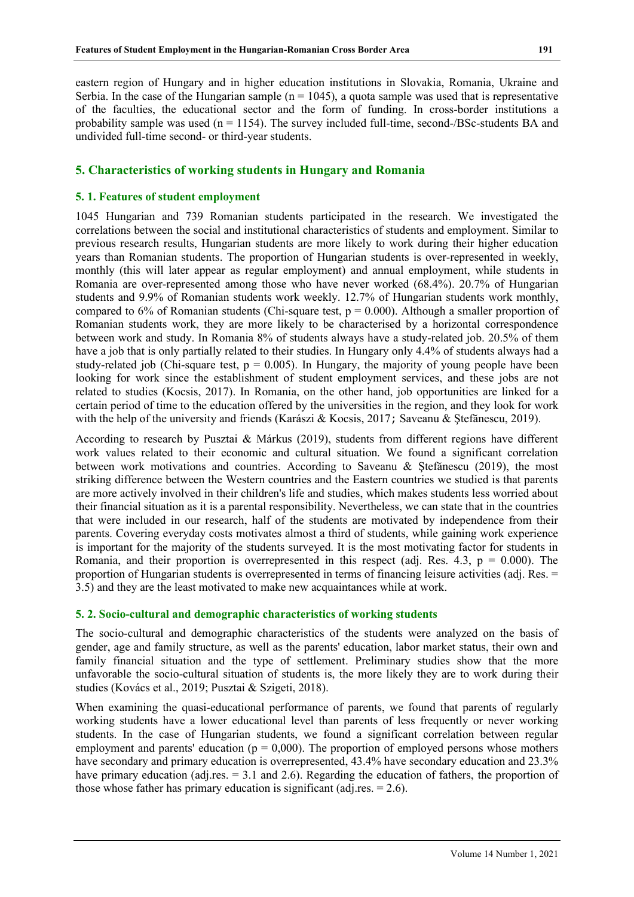eastern region of Hungary and in higher education institutions in Slovakia, Romania, Ukraine and Serbia. In the case of the Hungarian sample ($n = 1045$), a quota sample was used that is representative of the faculties, the educational sector and the form of funding. In cross-border institutions a probability sample was used ($n = 1154$). The survey included full-time, second-/BSc-students BA and undivided full-time second- or third-year students.

## 5. Characteristics of working students in Hungary and Romania

### 5. 1. Features of student employment

1045 Hungarian and 739 Romanian students participated in the research. We investigated the correlations between the social and institutional characteristics of students and employment. Similar to previous research results, Hungarian students are more likely to work during their higher education years than Romanian students. The proportion of Hungarian students is over-represented in weekly, monthly (this will later appear as regular employment) and annual employment, while students in Romania are over-represented among those who have never worked (68.4%). 20.7% of Hungarian students and 9.9% of Romanian students work weekly. 12.7% of Hungarian students work monthly, compared to 6% of Romanian students (Chi-square test, $p = 0.000$). Although a smaller proportion of Romanian students work, they are more likely to be characterised by a horizontal correspondence between work and study. In Romania 8% of students always have a study-related job. 20.5% of them have a job that is only partially related to their studies. In Hungary only 4.4% of students always had a study-related job (Chi-square test, $p = 0.005$). In Hungary, the majority of young people have been looking for work since the establishment of student employment services, and these jobs are not related to studies (Kocsis, 2017). In Romania, on the other hand, job opportunities are linked for a certain period of time to the education offered by the universities in the region, and they look for work with the help of the university and friends (Karászi & Kocsis, 2017; Saveanu & Ştefănescu, 2019).

According to research by Pusztai & Márkus (2019), students from different regions have different work values related to their economic and cultural situation. We found a significant correlation between work motivations and countries. According to Saveanu & Ştefănescu (2019), the most striking difference between the Western countries and the Eastern countries we studied is that parents are more actively involved in their children's life and studies, which makes students less worried about their financial situation as it is a parental responsibility. Nevertheless, we can state that in the countries that were included in our research, half of the students are motivated by independence from their parents. Covering everyday costs motivates almost a third of students, while gaining work experience is important for the majority of the students surveyed. It is the most motivating factor for students in Romania, and their proportion is overrepresented in this respect (adj. Res. 4.3, $p = 0.000$). The proportion of Hungarian students is overrepresented in terms of financing leisure activities (adj. Res. = 3.5) and they are the least motivated to make new acquaintances while at work.

### 5. 2. Socio-cultural and demographic characteristics of working students

The socio-cultural and demographic characteristics of the students were analyzed on the basis of gender, age and family structure, as well as the parents' education, labor market status, their own and family financial situation and the type of settlement. Preliminary studies show that the more unfavorable the socio-cultural situation of students is, the more likely they are to work during their studies (Kovács et al., 2019; Pusztai & Szigeti, 2018).

When examining the quasi-educational performance of parents, we found that parents of regularly working students have a lower educational level than parents of less frequently or never working students. In the case of Hungarian students, we found a significant correlation between regular employment and parents' education ($p = 0,000$). The proportion of employed persons whose mothers have secondary and primary education is overrepresented, 43.4% have secondary education and 23.3% have primary education (adj.res. = 3.1 and 2.6). Regarding the education of fathers, the proportion of those whose father has primary education is significant (adj.res. = 2.6).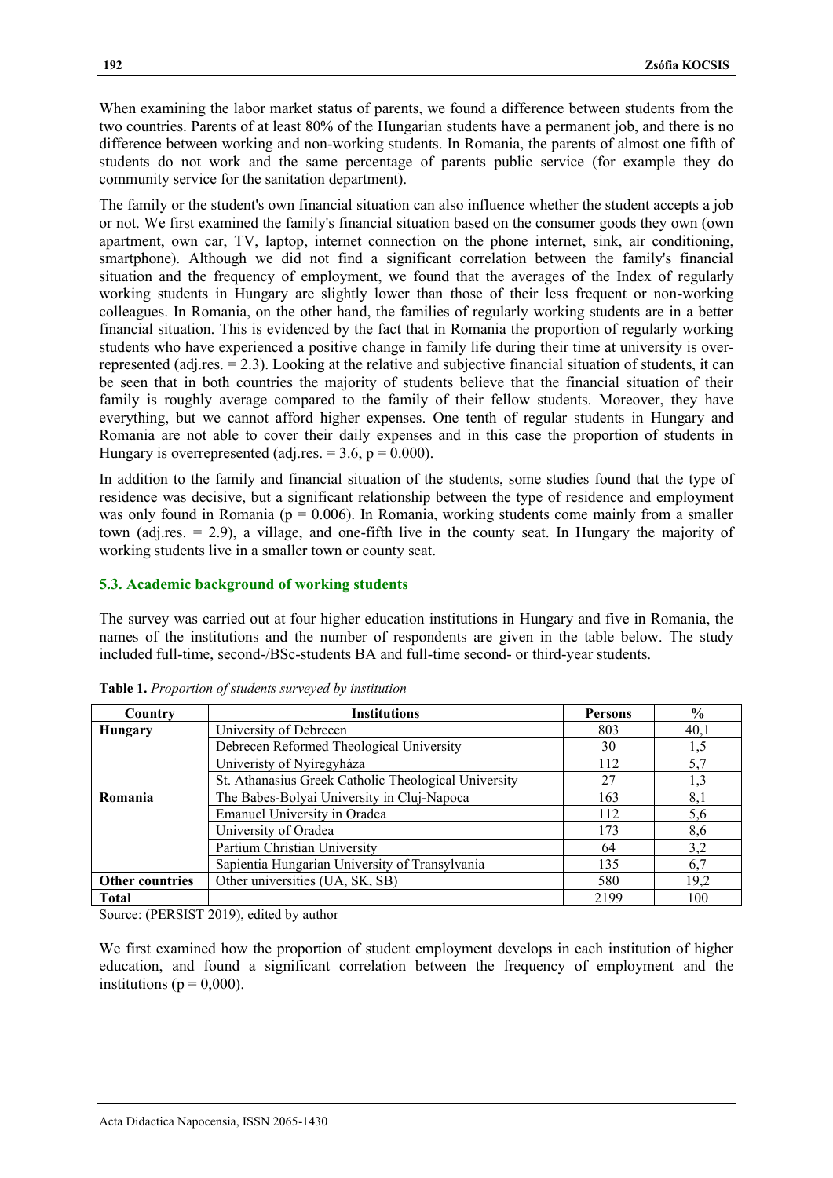When examining the labor market status of parents, we found a difference between students from the two countries. Parents of at least 80% of the Hungarian students have a permanent job, and there is no difference between working and non-working students. In Romania, the parents of almost one fifth of students do not work and the same percentage of parents public service (for example they do community service for the sanitation department).

The family or the student's own financial situation can also influence whether the student accepts a job or not. We first examined the family's financial situation based on the consumer goods they own (own apartment, own car, TV, laptop, internet connection on the phone internet, sink, air conditioning, smartphone). Although we did not find a significant correlation between the family's financial situation and the frequency of employment, we found that the averages of the Index of regularly working students in Hungary are slightly lower than those of their less frequent or non-working colleagues. In Romania, on the other hand, the families of regularly working students are in a better financial situation. This is evidenced by the fact that in Romania the proportion of regularly working students who have experienced a positive change in family life during their time at university is over-represented (adj.res. = 2.3). Looking at the relative and subjective financial situation of students, it can be seen that in both countries the majority of students believe that the financial situation of their family is roughly average compared to the family of their fellow students. Moreover, they have everything, but we cannot afford higher expenses. One tenth of regular students in Hungary and Romania are not able to cover their daily expenses and in this case the proportion of students in Hungary is overrepresented (adj.res. = 3.6, $p = 0.000$).

In addition to the family and financial situation of the students, some studies found that the type of residence was decisive, but a significant relationship between the type of residence and employment was only found in Romania ($p = 0.006$). In Romania, working students come mainly from a smaller town (adj.res. = 2.9), a village, and one-fifth live in the county seat. In Hungary the majority of working students live in a smaller town or county seat.

### 5.3. Academic background of working students

The survey was carried out at four higher education institutions in Hungary and five in Romania, the names of the institutions and the number of respondents are given in the table below. The study included full-time, second-/BSc-students BA and full-time second- or third-year students.

**Table 1.** *Proportion of students surveyed by institution*

| Country | Institutions | Persons | % |
|---|---|---|---|
| **Hungary** | University of Debrecen | 803 | 40,1 |
| | Debrecen Reformed Theological University | 30 | 1,5 |
| | Univeristy of Nyíregyháza | 112 | 5,7 |
| | St. Athanasius Greek Catholic Theological University | 27 | 1,3 |
| **Romania** | The Babes-Bolyai University in Cluj-Napoca | 163 | 8,1 |
| | Emanuel University in Oradea | 112 | 5,6 |
| | University of Oradea | 173 | 8,6 |
| | Partium Christian University | 64 | 3,2 |
| | Sapientia Hungarian University of Transylvania | 135 | 6,7 |
| **Other countries** | Other universities (UA, SK, SB) | 580 | 19,2 |
| **Total** | | 2199 | 100 |

Source: (PERSIST 2019), edited by author

We first examined how the proportion of student employment develops in each institution of higher education, and found a significant correlation between the frequency of employment and the institutions ($p = 0{,}000$).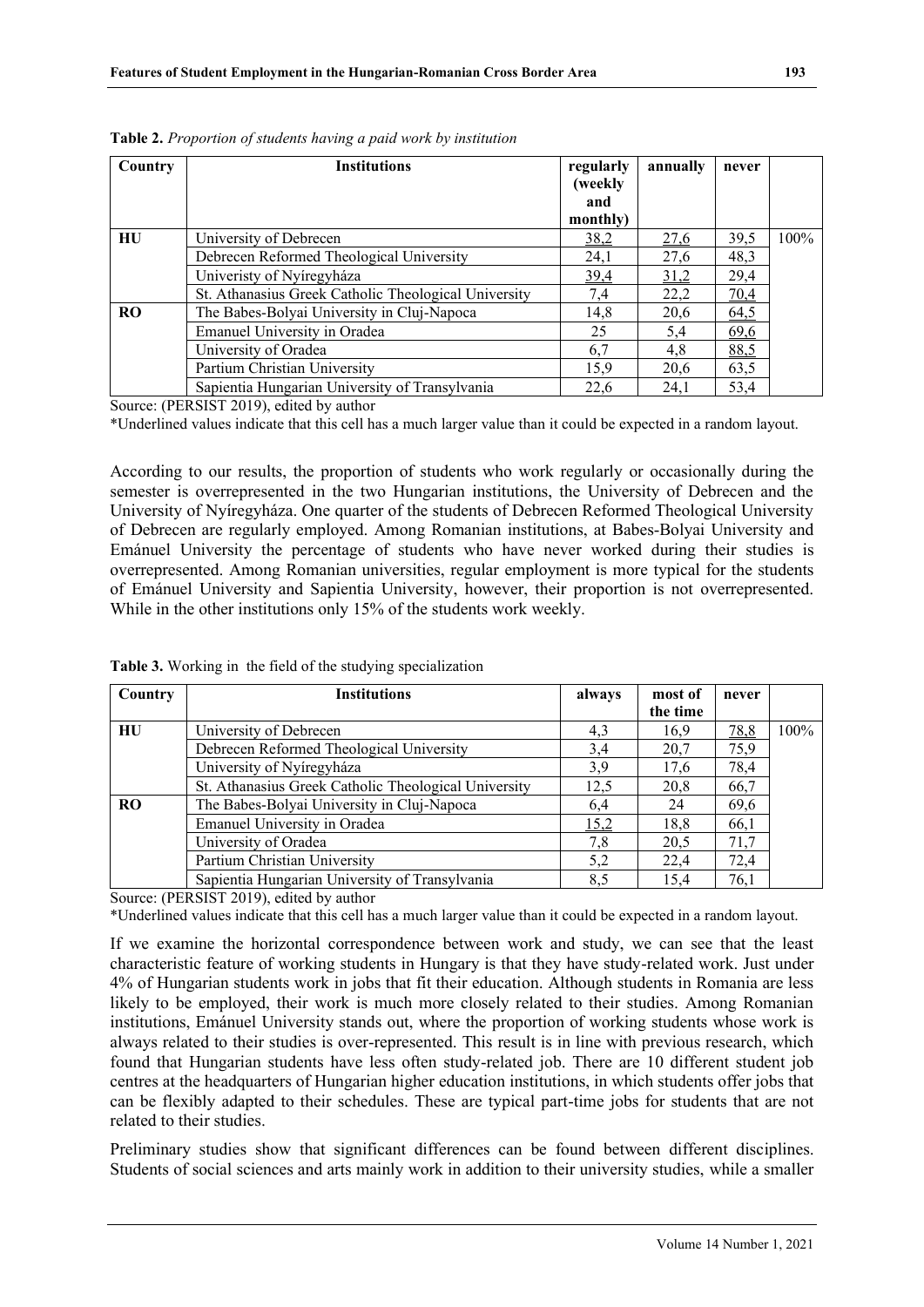**Table 2.** *Proportion of students having a paid work by institution*

| Country | Institutions | regularly (weekly and monthly) | annually | never | |
|---|---|---|---|---|---|
| HU | University of Debrecen | 38,2 | 27,6 | 39,5 | 100% |
| | Debrecen Reformed Theological University | 24,1 | 27,6 | 48,3 | |
| | Univeristy of Nyíregyháza | 39,4 | 31,2 | 29,4 | |
| | St. Athanasius Greek Catholic Theological University | 7,4 | 22,2 | 70,4 | |
| RO | The Babes-Bolyai University in Cluj-Napoca | 14,8 | 20,6 | 64,5 | |
| | Emanuel University in Oradea | 25 | 5,4 | 69,6 | |
| | University of Oradea | 6,7 | 4,8 | 88,5 | |
| | Partium Christian University | 15,9 | 20,6 | 63,5 | |
| | Sapientia Hungarian University of Transylvania | 22,6 | 24,1 | 53,4 | |

Source: (PERSIST 2019), edited by author

*Underlined values indicate that this cell has a much larger value than it could be expected in a random layout.

According to our results, the proportion of students who work regularly or occasionally during the semester is overrepresented in the two Hungarian institutions, the University of Debrecen and the University of Nyíregyháza. One quarter of the students of Debrecen Reformed Theological University of Debrecen are regularly employed. Among Romanian institutions, at Babes-Bolyai University and Emánuel University the percentage of students who have never worked during their studies is overrepresented. Among Romanian universities, regular employment is more typical for the students of Emánuel University and Sapientia University, however, their proportion is not overrepresented. While in the other institutions only 15% of the students work weekly.

**Table 3.** Working in the field of the studying specialization

| Country | Institutions | always | most of the time | never | |
|---|---|---|---|---|---|
| HU | University of Debrecen | 4,3 | 16,9 | 78,8 | 100% |
| | Debrecen Reformed Theological University | 3,4 | 20,7 | 75,9 | |
| | University of Nyíregyháza | 3,9 | 17,6 | 78,4 | |
| | St. Athanasius Greek Catholic Theological University | 12,5 | 20,8 | 66,7 | |
| RO | The Babes-Bolyai University in Cluj-Napoca | 6,4 | 24 | 69,6 | |
| | Emanuel University in Oradea | 15,2 | 18,8 | 66,1 | |
| | University of Oradea | 7,8 | 20,5 | 71,7 | |
| | Partium Christian University | 5,2 | 22,4 | 72,4 | |
| | Sapientia Hungarian University of Transylvania | 8,5 | 15,4 | 76,1 | |

Source: (PERSIST 2019), edited by author

*Underlined values indicate that this cell has a much larger value than it could be expected in a random layout.

If we examine the horizontal correspondence between work and study, we can see that the least characteristic feature of working students in Hungary is that they have study-related work. Just under 4% of Hungarian students work in jobs that fit their education. Although students in Romania are less likely to be employed, their work is much more closely related to their studies. Among Romanian institutions, Emánuel University stands out, where the proportion of working students whose work is always related to their studies is over-represented. This result is in line with previous research, which found that Hungarian students have less often study-related job. There are 10 different student job centres at the headquarters of Hungarian higher education institutions, in which students offer jobs that can be flexibly adapted to their schedules. These are typical part-time jobs for students that are not related to their studies.

Preliminary studies show that significant differences can be found between different disciplines. Students of social sciences and arts mainly work in addition to their university studies, while a smaller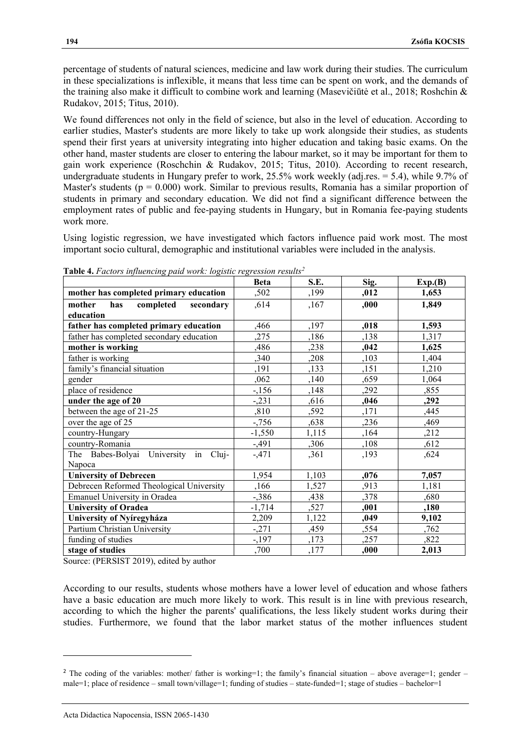percentage of students of natural sciences, medicine and law work during their studies. The curriculum in these specializations is inflexible, it means that less time can be spent on work, and the demands of the training also make it difficult to combine work and learning (Masevičiūtė et al., 2018; Roshchin & Rudakov, 2015; Titus, 2010).

We found differences not only in the field of science, but also in the level of education. According to earlier studies, Master's students are more likely to take up work alongside their studies, as students spend their first years at university integrating into higher education and taking basic exams. On the other hand, master students are closer to entering the labour market, so it may be important for them to gain work experience (Roschchin & Rudakov, 2015; Titus, 2010). According to recent research, undergraduate students in Hungary prefer to work, 25.5% work weekly (adj.res. = 5.4), while 9.7% of Master's students (p = 0.000) work. Similar to previous results, Romania has a similar proportion of students in primary and secondary education. We did not find a significant difference between the employment rates of public and fee-paying students in Hungary, but in Romania fee-paying students work more.

Using logistic regression, we have investigated which factors influence paid work most. The most important socio cultural, demographic and institutional variables were included in the analysis.

**Table 4.** *Factors influencing paid work: logistic regression results*[2]

| | Beta | S.E. | Sig. | Exp.(B) |
|---|---|---|---|---|
| **mother has completed primary education** | ,502 | ,199 | **,012** | **1,653** |
| **mother has completed secondary education** | ,614 | ,167 | **,000** | **1,849** |
| **father has completed primary education** | ,466 | ,197 | **,018** | **1,593** |
| father has completed secondary education | ,275 | ,186 | ,138 | 1,317 |
| **mother is working** | ,486 | ,238 | **,042** | **1,625** |
| father is working | ,340 | ,208 | ,103 | 1,404 |
| family's financial situation | ,191 | ,133 | ,151 | 1,210 |
| gender | ,062 | ,140 | ,659 | 1,064 |
| place of residence | -,156 | ,148 | ,292 | ,855 |
| **under the age of 20** | -,231 | ,616 | **,046** | **,292** |
| between the age of 21-25 | ,810 | ,592 | ,171 | ,445 |
| over the age of 25 | -,756 | ,638 | ,236 | ,469 |
| country-Hungary | -1,550 | 1,115 | ,164 | ,212 |
| country-Romania | -,491 | ,306 | ,108 | ,612 |
| The Babes-Bolyai University in Cluj-Napoca | -,471 | ,361 | ,193 | ,624 |
| **University of Debrecen** | 1,954 | 1,103 | **,076** | **7,057** |
| Debrecen Reformed Theological University | ,166 | 1,527 | ,913 | 1,181 |
| Emanuel University in Oradea | -,386 | ,438 | ,378 | ,680 |
| **University of Oradea** | -1,714 | ,527 | **,001** | **,180** |
| **University of Nyíregyháza** | 2,209 | 1,122 | **,049** | **9,102** |
| Partium Christian University | -,271 | ,459 | ,554 | ,762 |
| funding of studies | -,197 | ,173 | ,257 | ,822 |
| **stage of studies** | ,700 | ,177 | **,000** | **2,013** |

Source: (PERSIST 2019), edited by author

According to our results, students whose mothers have a lower level of education and whose fathers have a basic education are much more likely to work. This result is in line with previous research, according to which the higher the parents' qualifications, the less likely student works during their studies. Furthermore, we found that the labor market status of the mother influences student

[2] The coding of the variables: mother/ father is working=1; the family's financial situation – above average=1; gender – male=1; place of residence – small town/village=1; funding of studies – state-funded=1; stage of studies – bachelor=1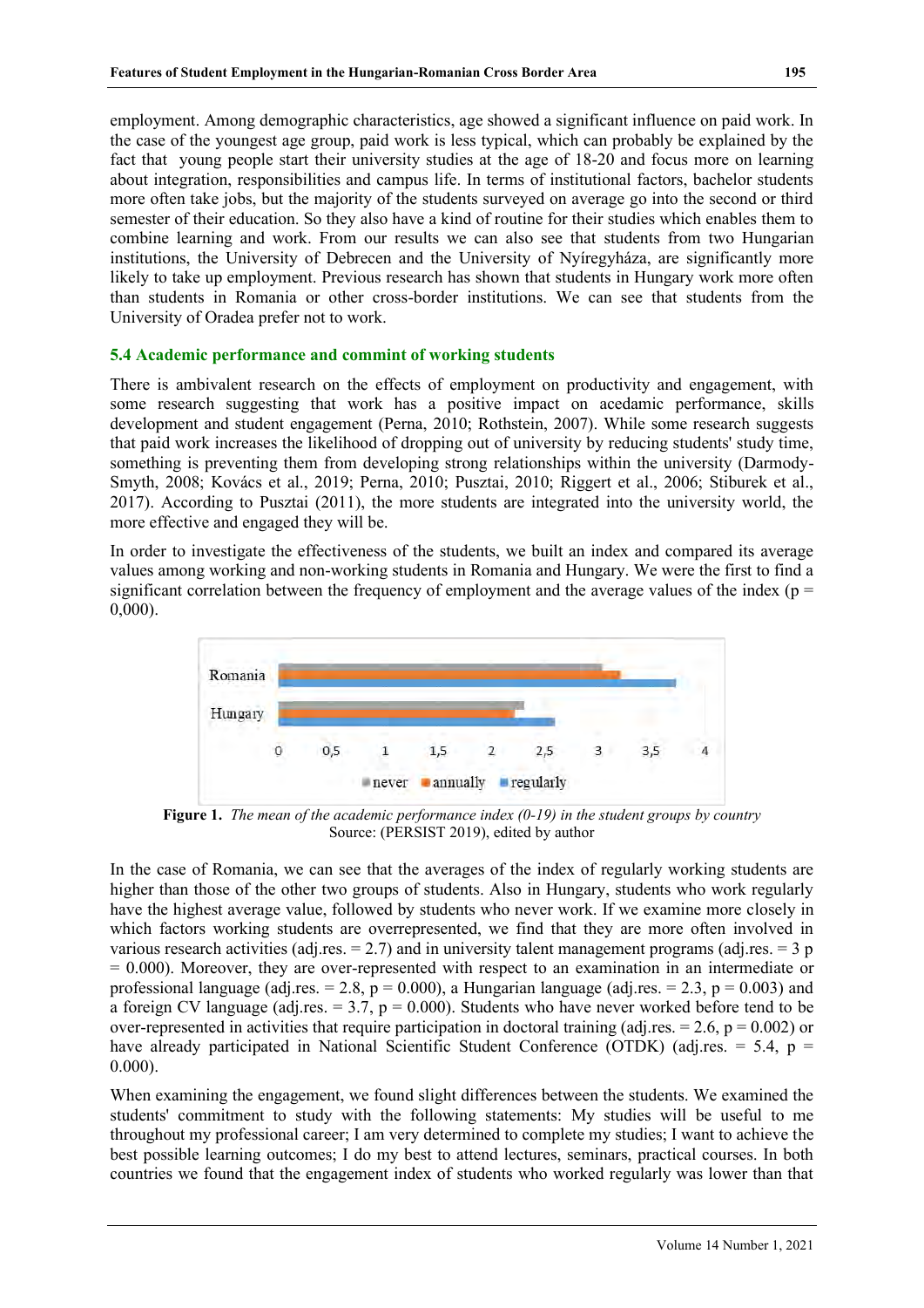employment. Among demographic characteristics, age showed a significant influence on paid work. In the case of the youngest age group, paid work is less typical, which can probably be explained by the fact that young people start their university studies at the age of 18-20 and focus more on learning about integration, responsibilities and campus life. In terms of institutional factors, bachelor students more often take jobs, but the majority of the students surveyed on average go into the second or third semester of their education. So they also have a kind of routine for their studies which enables them to combine learning and work. From our results we can also see that students from two Hungarian institutions, the University of Debrecen and the University of Nyíregyháza, are significantly more likely to take up employment. Previous research has shown that students in Hungary work more often than students in Romania or other cross-border institutions. We can see that students from the University of Oradea prefer not to work.

### 5.4 Academic performance and commint of working students

There is ambivalent research on the effects of employment on productivity and engagement, with some research suggesting that work has a positive impact on acedamic performance, skills development and student engagement (Perna, 2010; Rothstein, 2007). While some research suggests that paid work increases the likelihood of dropping out of university by reducing students' study time, something is preventing them from developing strong relationships within the university (Darmody-Smyth, 2008; Kovács et al., 2019; Perna, 2010; Pusztai, 2010; Riggert et al., 2006; Stiburek et al., 2017). According to Pusztai (2011), the more students are integrated into the university world, the more effective and engaged they will be.

In order to investigate the effectiveness of the students, we built an index and compared its average values among working and non-working students in Romania and Hungary. We were the first to find a significant correlation between the frequency of employment and the average values of the index ($p = 0,000$).

**Figure 1.** *The mean of the academic performance index (0-19) in the student groups by country*
Source: (PERSIST 2019), edited by author

In the case of Romania, we can see that the averages of the index of regularly working students are higher than those of the other two groups of students. Also in Hungary, students who work regularly have the highest average value, followed by students who never work. If we examine more closely in which factors working students are overrepresented, we find that they are more often involved in various research activities (adj.res. = 2.7) and in university talent management programs (adj.res. = 3 $p = 0.000$). Moreover, they are over-represented with respect to an examination in an intermediate or professional language (adj.res. = 2.8, $p = 0.000$), a Hungarian language (adj.res. = 2.3, $p = 0.003$) and a foreign CV language (adj.res. = 3.7, $p = 0.000$). Students who have never worked before tend to be over-represented in activities that require participation in doctoral training (adj.res. = 2.6, $p = 0.002$) or have already participated in National Scientific Student Conference (OTDK) (adj.res. = 5.4, $p = 0.000$).

When examining the engagement, we found slight differences between the students. We examined the students' commitment to study with the following statements: My studies will be useful to me throughout my professional career; I am very determined to complete my studies; I want to achieve the best possible learning outcomes; I do my best to attend lectures, seminars, practical courses. In both countries we found that the engagement index of students who worked regularly was lower than that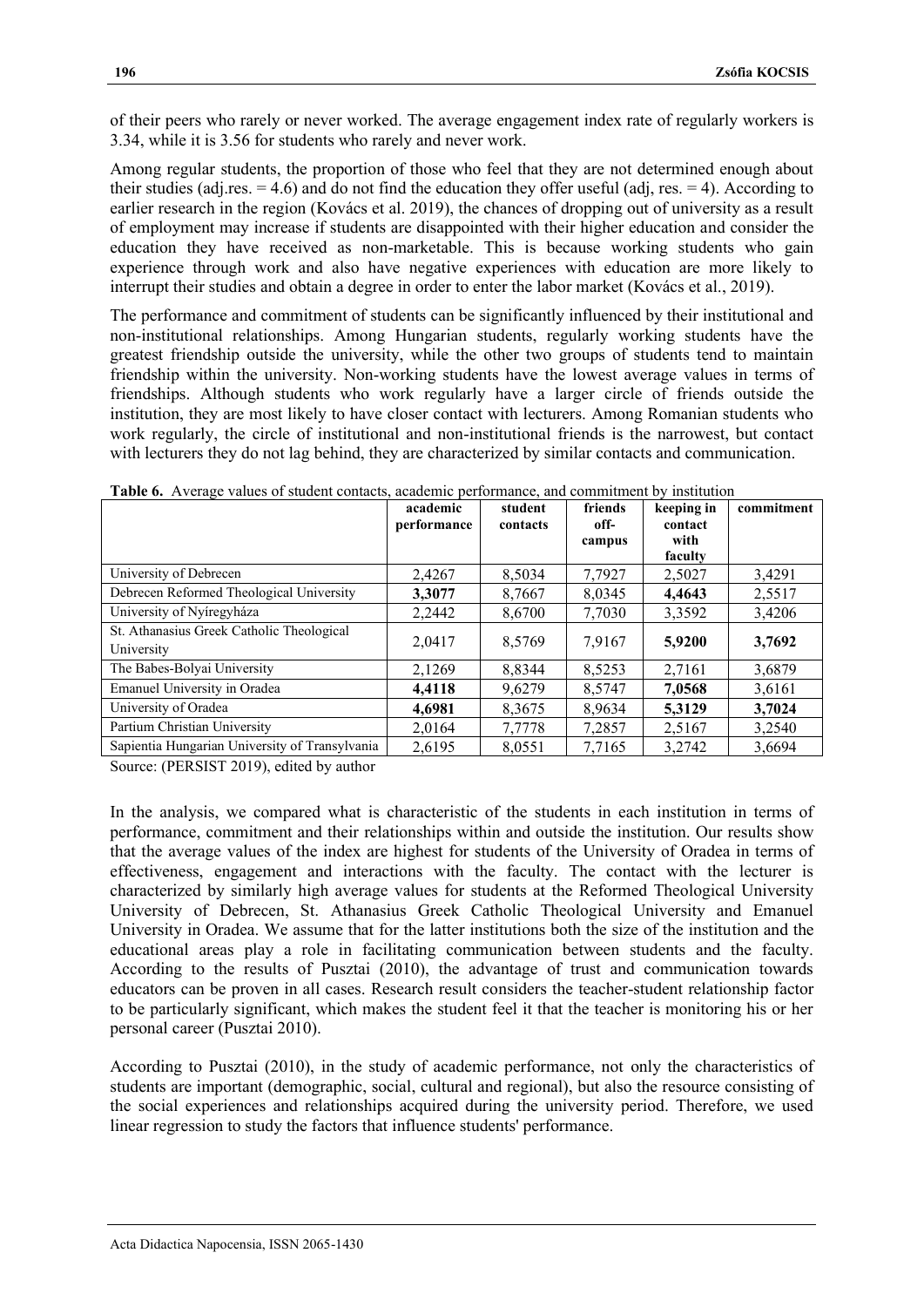of their peers who rarely or never worked. The average engagement index rate of regularly workers is 3.34, while it is 3.56 for students who rarely and never work.

Among regular students, the proportion of those who feel that they are not determined enough about their studies (adj.res. = 4.6) and do not find the education they offer useful (adj, res. = 4). According to earlier research in the region (Kovács et al. 2019), the chances of dropping out of university as a result of employment may increase if students are disappointed with their higher education and consider the education they have received as non-marketable. This is because working students who gain experience through work and also have negative experiences with education are more likely to interrupt their studies and obtain a degree in order to enter the labor market (Kovács et al., 2019).

The performance and commitment of students can be significantly influenced by their institutional and non-institutional relationships. Among Hungarian students, regularly working students have the greatest friendship outside the university, while the other two groups of students tend to maintain friendship within the university. Non-working students have the lowest average values in terms of friendships. Although students who work regularly have a larger circle of friends outside the institution, they are most likely to have closer contact with lecturers. Among Romanian students who work regularly, the circle of institutional and non-institutional friends is the narrowest, but contact with lecturers they do not lag behind, they are characterized by similar contacts and communication.

**Table 6.** Average values of student contacts, academic performance, and commitment by institution

| | academic performance | student contacts | friends off-campus | keeping in contact with faculty | commitment |
|---|---|---|---|---|---|
| University of Debrecen | 2,4267 | 8,5034 | 7,7927 | 2,5027 | 3,4291 |
| Debrecen Reformed Theological University | **3,3077** | 8,7667 | 8,0345 | **4,4643** | 2,5517 |
| University of Nyíregyháza | 2,2442 | 8,6700 | 7,7030 | 3,3592 | 3,4206 |
| St. Athanasius Greek Catholic Theological University | 2,0417 | 8,5769 | 7,9167 | **5,9200** | **3,7692** |
| The Babes-Bolyai University | 2,1269 | 8,8344 | 8,5253 | 2,7161 | 3,6879 |
| Emanuel University in Oradea | **4,4118** | 9,6279 | 8,5747 | **7,0568** | 3,6161 |
| University of Oradea | **4,6981** | 8,3675 | 8,9634 | **5,3129** | **3,7024** |
| Partium Christian University | 2,0164 | 7,7778 | 7,2857 | 2,5167 | 3,2540 |
| Sapientia Hungarian University of Transylvania | 2,6195 | 8,0551 | 7,7165 | 3,2742 | 3,6694 |

Source: (PERSIST 2019), edited by author

In the analysis, we compared what is characteristic of the students in each institution in terms of performance, commitment and their relationships within and outside the institution. Our results show that the average values of the index are highest for students of the University of Oradea in terms of effectiveness, engagement and interactions with the faculty. The contact with the lecturer is characterized by similarly high average values for students at the Reformed Theological University University of Debrecen, St. Athanasius Greek Catholic Theological University and Emanuel University in Oradea. We assume that for the latter institutions both the size of the institution and the educational areas play a role in facilitating communication between students and the faculty. According to the results of Pusztai (2010), the advantage of trust and communication towards educators can be proven in all cases. Research result considers the teacher-student relationship factor to be particularly significant, which makes the student feel it that the teacher is monitoring his or her personal career (Pusztai 2010).

According to Pusztai (2010), in the study of academic performance, not only the characteristics of students are important (demographic, social, cultural and regional), but also the resource consisting of the social experiences and relationships acquired during the university period. Therefore, we used linear regression to study the factors that influence students' performance.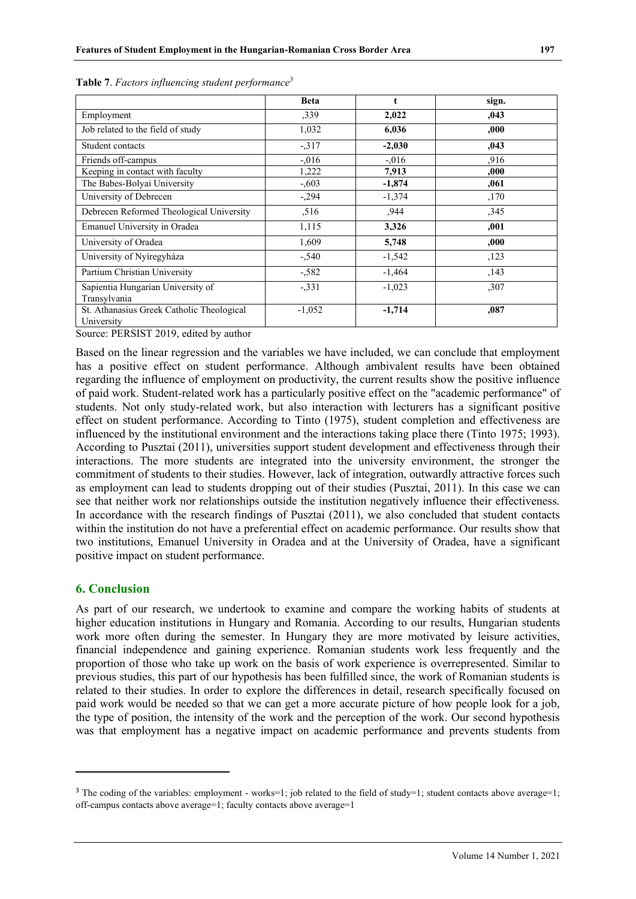**Table 7**. *Factors influencing student performance*[3]

| | Beta | t | sign. |
|---|---|---|---|
| Employment | ,339 | **2,022** | **,043** |
| Job related to the field of study | 1,032 | **6,036** | **,000** |
| Student contacts | -,317 | **-2,030** | **,043** |
| Friends off-campus | -,016 | -,016 | ,916 |
| Keeping in contact with faculty | 1,222 | **7,913** | **,000** |
| The Babes-Bolyai University | -,603 | **-1,874** | **,061** |
| University of Debrecen | -,294 | -1,374 | ,170 |
| Debrecen Reformed Theological University | ,516 | ,944 | ,345 |
| Emanuel University in Oradea | 1,115 | **3,326** | **,001** |
| University of Oradea | 1,609 | **5,748** | **,000** |
| University of Nyíregyháza | -,540 | -1,542 | ,123 |
| Partium Christian University | -,582 | -1,464 | ,143 |
| Sapientia Hungarian University of Transylvania | -,331 | -1,023 | ,307 |
| St. Athanasius Greek Catholic Theological University | -1,052 | **-1,714** | **,087** |

Source: PERSIST 2019, edited by author

Based on the linear regression and the variables we have included, we can conclude that employment has a positive effect on student performance. Although ambivalent results have been obtained regarding the influence of employment on productivity, the current results show the positive influence of paid work. Student-related work has a particularly positive effect on the "academic performance" of students. Not only study-related work, but also interaction with lecturers has a significant positive effect on student performance. According to Tinto (1975), student completion and effectiveness are influenced by the institutional environment and the interactions taking place there (Tinto 1975; 1993). According to Pusztai (2011), universities support student development and effectiveness through their interactions. The more students are integrated into the university environment, the stronger the commitment of students to their studies. However, lack of integration, outwardly attractive forces such as employment can lead to students dropping out of their studies (Pusztai, 2011). In this case we can see that neither work nor relationships outside the institution negatively influence their effectiveness. In accordance with the research findings of Pusztai (2011), we also concluded that student contacts within the institution do not have a preferential effect on academic performance. Our results show that two institutions, Emanuel University in Oradea and at the University of Oradea, have a significant positive impact on student performance.

## 6. Conclusion

As part of our research, we undertook to examine and compare the working habits of students at higher education institutions in Hungary and Romania. According to our results, Hungarian students work more often during the semester. In Hungary they are more motivated by leisure activities, financial independence and gaining experience. Romanian students work less frequently and the proportion of those who take up work on the basis of work experience is overrepresented. Similar to previous studies, this part of our hypothesis has been fulfilled since, the work of Romanian students is related to their studies. In order to explore the differences in detail, research specifically focused on paid work would be needed so that we can get a more accurate picture of how people look for a job, the type of position, the intensity of the work and the perception of the work. Our second hypothesis was that employment has a negative impact on academic performance and prevents students from

[3] The coding of the variables: employment - works=1; job related to the field of study=1; student contacts above average=1; off-campus contacts above average=1; faculty contacts above average=1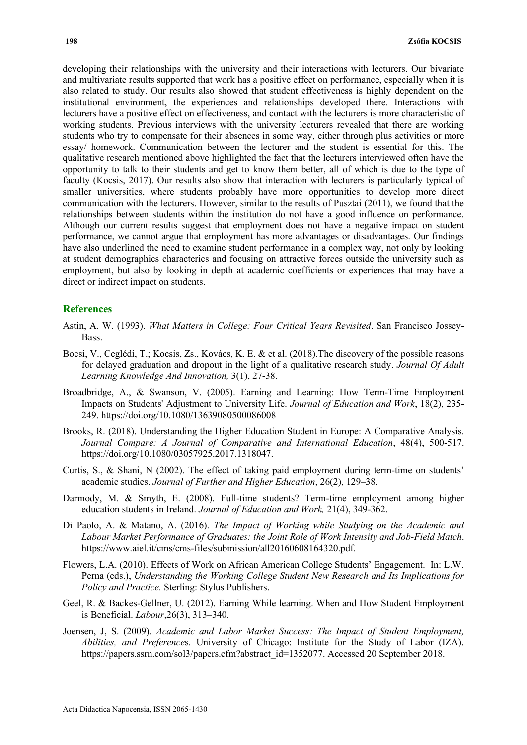developing their relationships with the university and their interactions with lecturers. Our bivariate and multivariate results supported that work has a positive effect on performance, especially when it is also related to study. Our results also showed that student effectiveness is highly dependent on the institutional environment, the experiences and relationships developed there. Interactions with lecturers have a positive effect on effectiveness, and contact with the lecturers is more characteristic of working students. Previous interviews with the university lecturers revealed that there are working students who try to compensate for their absences in some way, either through plus activities or more essay/ homework. Communication between the lecturer and the student is essential for this. The qualitative research mentioned above highlighted the fact that the lecturers interviewed often have the opportunity to talk to their students and get to know them better, all of which is due to the type of faculty (Kocsis, 2017). Our results also show that interaction with lecturers is particularly typical of smaller universities, where students probably have more opportunities to develop more direct communication with the lecturers. However, similar to the results of Pusztai (2011), we found that the relationships between students within the institution do not have a good influence on performance. Although our current results suggest that employment does not have a negative impact on student performance, we cannot argue that employment has more advantages or disadvantages. Our findings have also underlined the need to examine student performance in a complex way, not only by looking at student demographics characterics and focusing on attractive forces outside the university such as employment, but also by looking in depth at academic coefficients or experiences that may have a direct or indirect impact on students.

## References

Astin, A. W. (1993). *What Matters in College: Four Critical Years Revisited*. San Francisco Jossey-Bass.

Bocsi, V., Ceglédi, T.; Kocsis, Zs., Kovács, K. E. & et al. (2018).The discovery of the possible reasons for delayed graduation and dropout in the light of a qualitative research study. *Journal Of Adult Learning Knowledge And Innovation,* 3(1), 27-38.

Broadbridge, A., & Swanson, V. (2005). Earning and Learning: How Term-Time Employment Impacts on Students' Adjustment to University Life. *Journal of Education and Work*, 18(2), 235-249. https://doi.org/10.1080/13639080500086008

Brooks, R. (2018). Understanding the Higher Education Student in Europe: A Comparative Analysis. *Journal Compare: A Journal of Comparative and International Education*, 48(4), 500-517. https://doi.org/10.1080/03057925.2017.1318047.

Curtis, S., & Shani, N (2002). The effect of taking paid employment during term-time on students' academic studies. *Journal of Further and Higher Education*, 26(2), 129–38.

Darmody, M. & Smyth, E. (2008). Full-time students? Term-time employment among higher education students in Ireland. *Journal of Education and Work,* 21(4), 349-362.

Di Paolo, A. & Matano, A. (2016). *The Impact of Working while Studying on the Academic and Labour Market Performance of Graduates: the Joint Role of Work Intensity and Job-Field Match*. https://www.aiel.it/cms/cms-files/submission/all20160608164320.pdf.

Flowers, L.A. (2010). Effects of Work on African American College Students' Engagement. In: L.W. Perna (eds.), *Understanding the Working College Student New Research and Its Implications for Policy and Practice.* Sterling: Stylus Publishers.

Geel, R. & Backes-Gellner, U. (2012). Earning While learning. When and How Student Employment is Beneficial. *Labour*,26(3), 313–340.

Joensen, J, S. (2009). *Academic and Labor Market Success: The Impact of Student Employment, Abilities, and Preferences*. University of Chicago: Institute for the Study of Labor (IZA). https://papers.ssrn.com/sol3/papers.cfm?abstract_id=1352077. Accessed 20 September 2018.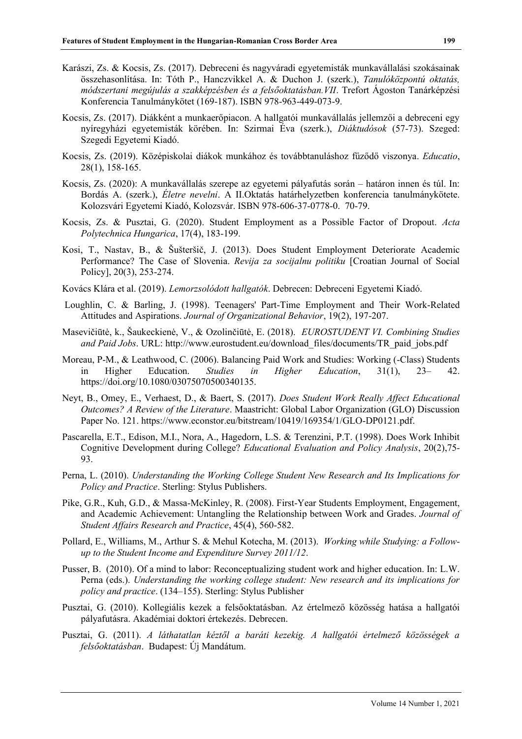Karászi, Zs. & Kocsis, Zs. (2017). Debreceni és nagyváradi egyetemisták munkavállalási szokásainak összehasonlítása. In: Tóth P., Hanczvikkel A. & Duchon J. (szerk.), *Tanulóközpontú oktatás, módszertani megújulás a szakképzésben és a felsőoktatásban.VII*. Trefort Ágoston Tanárképzési Konferencia Tanulmánykötet (169-187). ISBN 978-963-449-073-9.

Kocsis, Zs. (2017). Diákként a munkaerőpiacon. A hallgatói munkavállalás jellemzői a debreceni egy nyíregyházi egyetemisták körében. In: Szirmai Éva (szerk.), *Diáktudósok* (57-73). Szeged: Szegedi Egyetemi Kiadó.

Kocsis, Zs. (2019). Középiskolai diákok munkához és továbbtanuláshoz fűződő viszonya. *Educatio*, 28(1), 158-165.

Kocsis, Zs. (2020): A munkavállalás szerepe az egyetemi pályafutás során – határon innen és túl. In: Bordás A. (szerk.), *Életre nevelni*. A II.Oktatás határhelyzetben konferencia tanulmánykötete. Kolozsvári Egyetemi Kiadó, Kolozsvár. ISBN 978-606-37-0778-0. 70-79.

Kocsis, Zs. & Pusztai, G. (2020). Student Employment as a Possible Factor of Dropout. *Acta Polytechnica Hungarica*, 17(4), 183-199.

Kosi, T., Nastav, B., & Šušteršič, J. (2013). Does Student Employment Deteriorate Academic Performance? The Case of Slovenia. *Revija za socijalnu politiku* [Croatian Journal of Social Policy], 20(3), 253-274.

Kovács Klára et al. (2019). *Lemorzsolódott hallgatók*. Debrecen: Debreceni Egyetemi Kiadó.

Loughlin, C. & Barling, J. (1998). Teenagers' Part-Time Employment and Their Work-Related Attitudes and Aspirations. *Journal of Organizational Behavior*, 19(2), 197-207.

Masevičiūtė, k., Šaukeckienė, V., & Ozolinčiūtė, E. (2018). *EUROSTUDENT VI. Combining Studies and Paid Jobs*. URL: http://www.eurostudent.eu/download_files/documents/TR_paid_jobs.pdf

Moreau, P-M., & Leathwood, C. (2006). Balancing Paid Work and Studies: Working (-Class) Students in Higher Education. *Studies in Higher Education*, 31(1), 23– 42. https://doi.org/10.1080/03075070500340135.

Neyt, B., Omey, E., Verhaest, D., & Baert, S. (2017). *Does Student Work Really Affect Educational Outcomes? A Review of the Literature*. Maastricht: Global Labor Organization (GLO) Discussion Paper No. 121. https://www.econstor.eu/bitstream/10419/169354/1/GLO-DP0121.pdf.

Pascarella, E.T., Edison, M.I., Nora, A., Hagedorn, L.S. & Terenzini, P.T. (1998). Does Work Inhibit Cognitive Development during College? *Educational Evaluation and Policy Analysis*, 20(2),75-93.

Perna, L. (2010). *Understanding the Working College Student New Research and Its Implications for Policy and Practice*. Sterling: Stylus Publishers.

Pike, G.R., Kuh, G.D., & Massa-McKinley, R. (2008). First-Year Students Employment, Engagement, and Academic Achievement: Untangling the Relationship between Work and Grades. *Journal of Student Affairs Research and Practice*, 45(4), 560-582.

Pollard, E., Williams, M., Arthur S. & Mehul Kotecha, M. (2013). *Working while Studying: a Follow-up to the Student Income and Expenditure Survey 2011/12*.

Pusser, B. (2010). Of a mind to labor: Reconceptualizing student work and higher education. In: L.W. Perna (eds.). *Understanding the working college student: New research and its implications for policy and practice*. (134–155). Sterling: Stylus Publisher

Pusztai, G. (2010). Kollegiális kezek a felsőoktatásban. Az értelmező közösség hatása a hallgatói pályafutásra. Akadémiai doktori értekezés. Debrecen.

Pusztai, G. (2011). *A láthatatlan kéztől a baráti kezekig. A hallgatói értelmező közösségek a felsőoktatásban*. Budapest: Új Mandátum.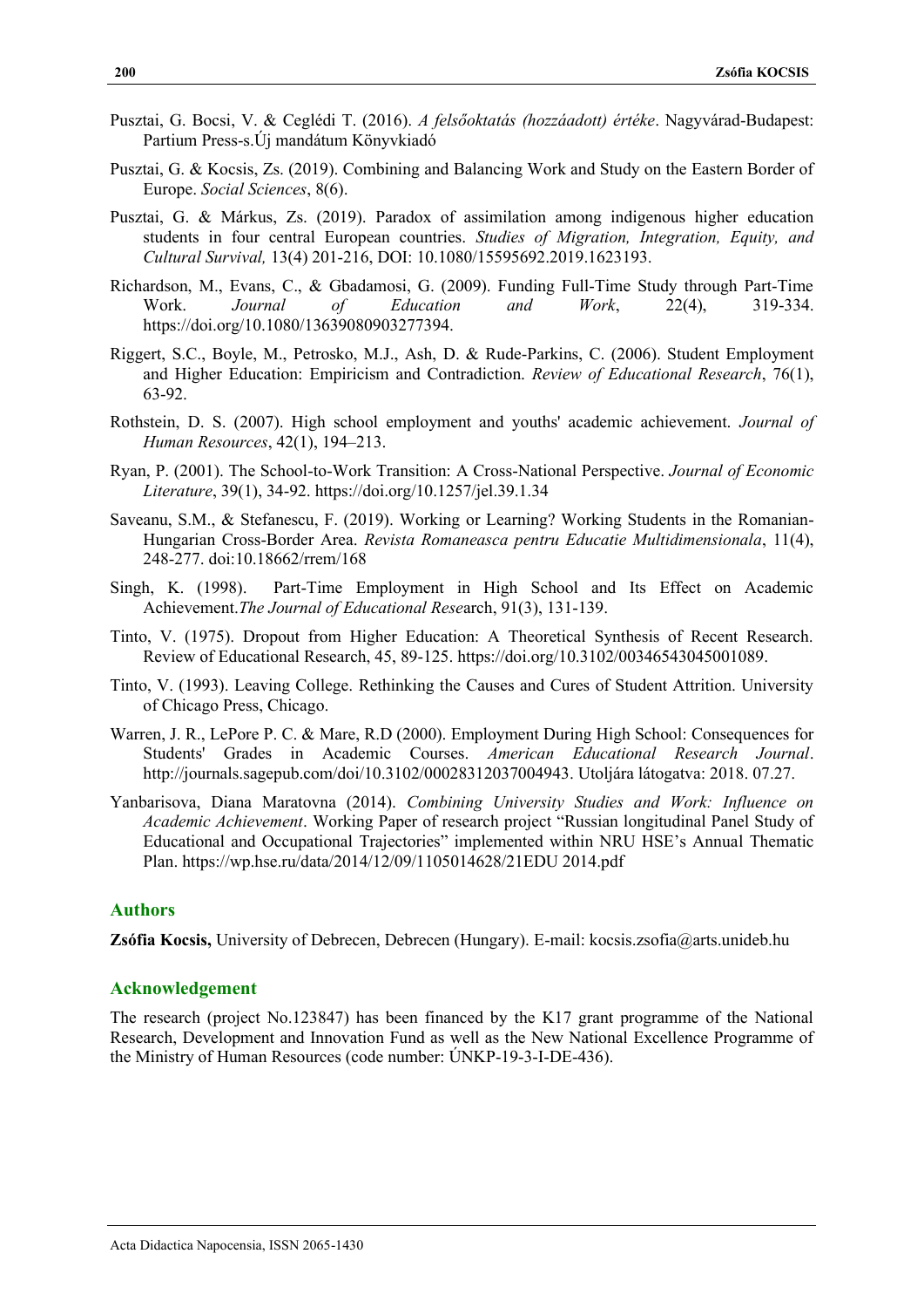Pusztai, G. Bocsi, V. & Ceglédi T. (2016). *A felsőoktatás (hozzáadott) értéke*. Nagyvárad-Budapest: Partium Press-s.Új mandátum Könyvkiadó

Pusztai, G. & Kocsis, Zs. (2019). Combining and Balancing Work and Study on the Eastern Border of Europe. *Social Sciences*, 8(6).

Pusztai, G. & Márkus, Zs. (2019). Paradox of assimilation among indigenous higher education students in four central European countries. *Studies of Migration, Integration, Equity, and Cultural Survival,* 13(4) 201-216, DOI: 10.1080/15595692.2019.1623193.

Richardson, M., Evans, C., & Gbadamosi, G. (2009). Funding Full-Time Study through Part-Time Work. *Journal of Education and Work*, 22(4), 319-334. https://doi.org/10.1080/13639080903277394.

Riggert, S.C., Boyle, M., Petrosko, M.J., Ash, D. & Rude-Parkins, C. (2006). Student Employment and Higher Education: Empiricism and Contradiction. *Review of Educational Research*, 76(1), 63-92.

Rothstein, D. S. (2007). High school employment and youths' academic achievement. *Journal of Human Resources*, 42(1), 194–213.

Ryan, P. (2001). The School-to-Work Transition: A Cross-National Perspective. *Journal of Economic Literature*, 39(1), 34-92. https://doi.org/10.1257/jel.39.1.34

Saveanu, S.M., & Stefanescu, F. (2019). Working or Learning? Working Students in the Romanian-Hungarian Cross-Border Area. *Revista Romaneasca pentru Educatie Multidimensionala*, 11(4), 248-277. doi:10.18662/rrem/168

Singh, K. (1998). Part-Time Employment in High School and Its Effect on Academic Achievement.*The Journal of Educational Rese*arch, 91(3), 131-139.

Tinto, V. (1975). Dropout from Higher Education: A Theoretical Synthesis of Recent Research. Review of Educational Research, 45, 89-125. https://doi.org/10.3102/00346543045001089.

Tinto, V. (1993). Leaving College. Rethinking the Causes and Cures of Student Attrition. University of Chicago Press, Chicago.

Warren, J. R., LePore P. C. & Mare, R.D (2000). Employment During High School: Consequences for Students' Grades in Academic Courses. *American Educational Research Journal*. http://journals.sagepub.com/doi/10.3102/00028312037004943. Utoljára látogatva: 2018. 07.27.

Yanbarisova, Diana Maratovna (2014). *Combining University Studies and Work: Influence on Academic Achievement*. Working Paper of research project "Russian longitudinal Panel Study of Educational and Occupational Trajectories" implemented within NRU HSE's Annual Thematic Plan. https://wp.hse.ru/data/2014/12/09/1105014628/21EDU 2014.pdf

## Authors

**Zsófia Kocsis,** University of Debrecen, Debrecen (Hungary). E-mail: kocsis.zsofia@arts.unideb.hu

## Acknowledgement

The research (project No.123847) has been financed by the K17 grant programme of the National Research, Development and Innovation Fund as well as the New National Excellence Programme of the Ministry of Human Resources (code number: ÚNKP-19-3-I-DE-436).